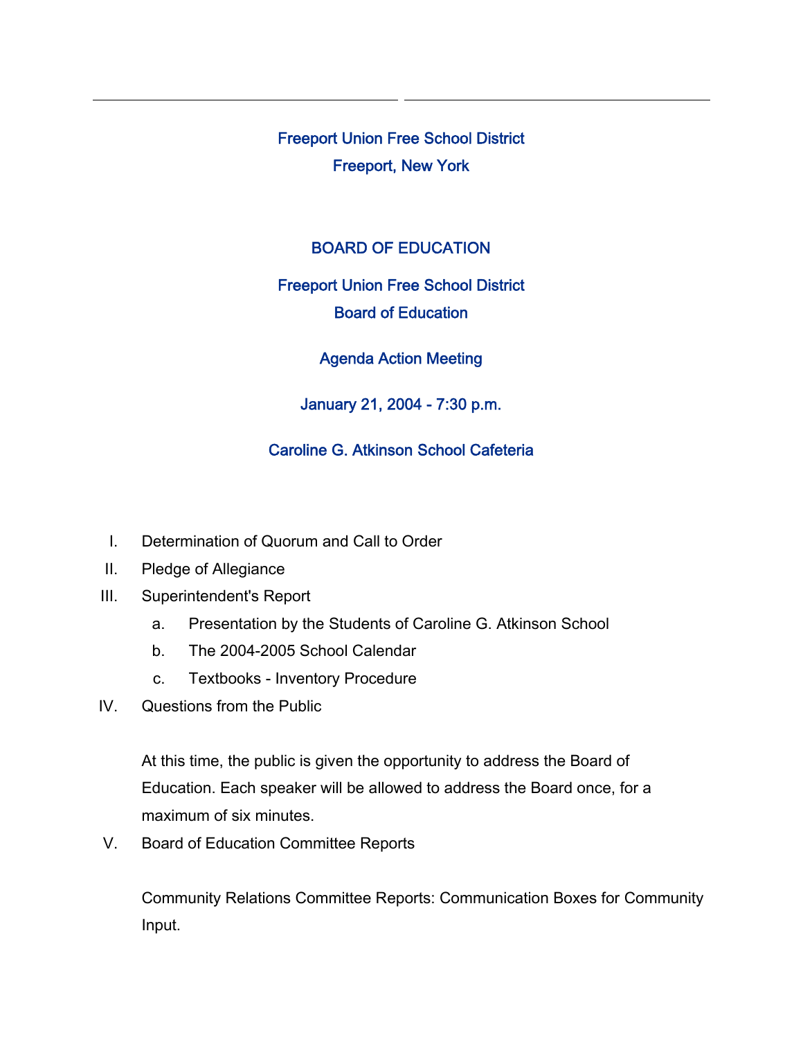# Freeport Union Free School District

Freeport, New York

## BOARD OF EDUCATION

Freeport Union Free School District

Board of Education

Agenda Action Meeting

January 21, 2004 - 7:30 p.m.

Caroline G. Atkinson School Cafeteria

I. Determination of Quorum and Call to Order

II. Pledge of Allegiance

III. Superintendent's Report

   a. Presentation by the Students of Caroline G. Atkinson School

   b. The 2004-2005 School Calendar

   c. Textbooks - Inventory Procedure

IV. Questions from the Public

   At this time, the public is given the opportunity to address the Board of Education. Each speaker will be allowed to address the Board once, for a maximum of six minutes.

V. Board of Education Committee Reports

   Community Relations Committee Reports: Communication Boxes for Community Input.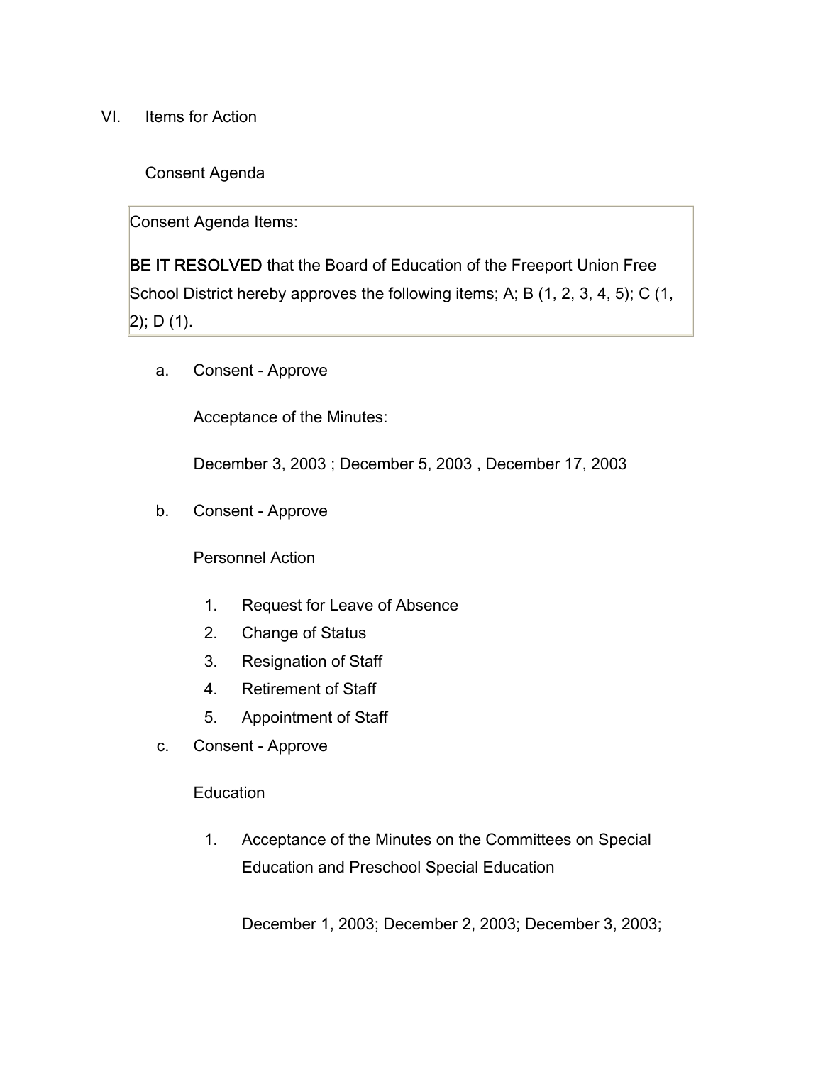VI. Items for Action

Consent Agenda

| Consent Agenda Items: |
| --- |
| **BE IT RESOLVED** that the Board of Education of the Freeport Union Free School District hereby approves the following items; A; B (1, 2, 3, 4, 5); C (1, 2); D (1). |

a. Consent - Approve

   Acceptance of the Minutes:

   December 3, 2003 ; December 5, 2003 , December 17, 2003

b. Consent - Approve

   Personnel Action

   1. Request for Leave of Absence
   2. Change of Status
   3. Resignation of Staff
   4. Retirement of Staff
   5. Appointment of Staff

c. Consent - Approve

   Education

   1. Acceptance of the Minutes on the Committees on Special Education and Preschool Special Education

      December 1, 2003; December 2, 2003; December 3, 2003;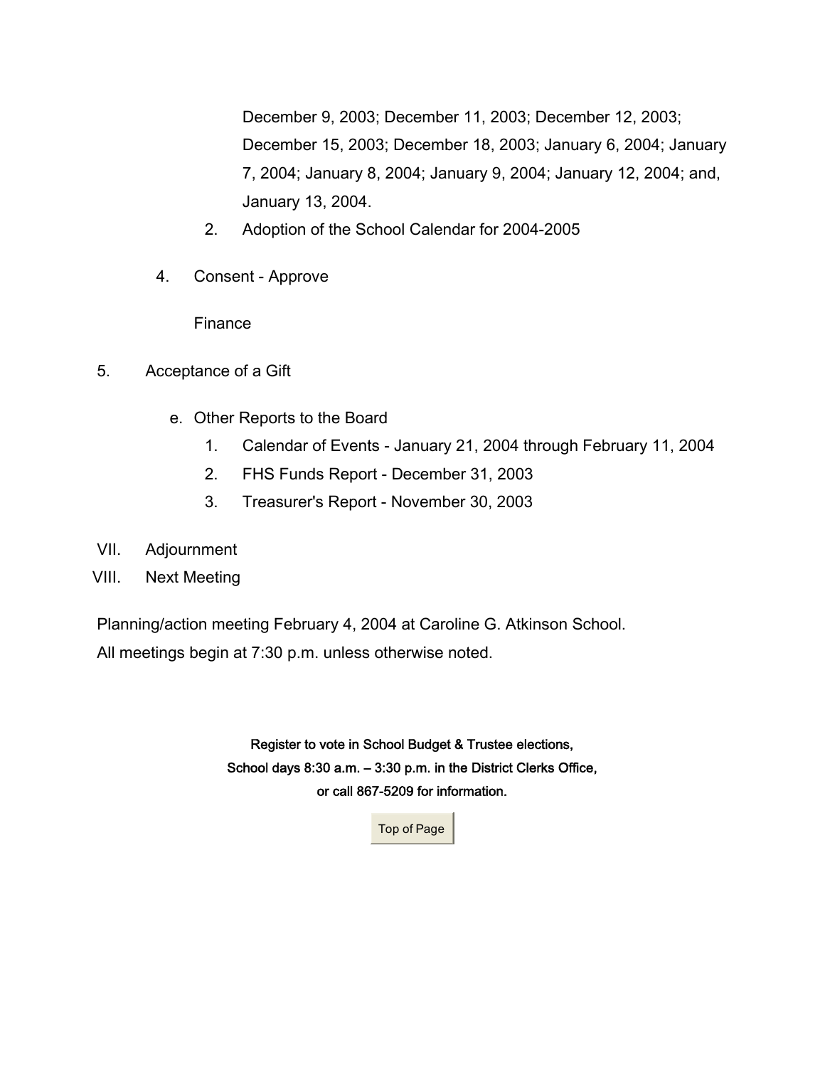December 9, 2003; December 11, 2003; December 12, 2003; December 15, 2003; December 18, 2003; January 6, 2004; January 7, 2004; January 8, 2004; January 9, 2004; January 12, 2004; and, January 13, 2004.

2. Adoption of the School Calendar for 2004-2005

4. Consent - Approve

   Finance

5. Acceptance of a Gift

   e. Other Reports to the Board
      1. Calendar of Events - January 21, 2004 through February 11, 2004
      2. FHS Funds Report - December 31, 2003
      3. Treasurer's Report - November 30, 2003

VII. Adjournment

VIII. Next Meeting

Planning/action meeting February 4, 2004 at Caroline G. Atkinson School.
All meetings begin at 7:30 p.m. unless otherwise noted.

**Register to vote in School Budget & Trustee elections,**
**School days 8:30 a.m. – 3:30 p.m. in the District Clerks Office,**
**or call 867-5209 for information.**

Top of Page